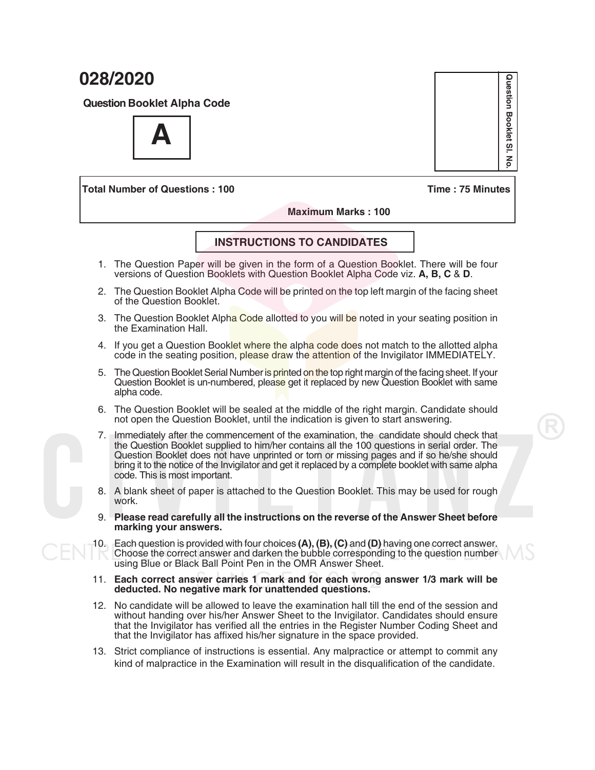# 028/2020

**Question Booklet Alpha Code**

**A**

**Question Booklet Sl. No.**

**Total Number of Questions : 100** **Time : 75 Minutes**

**Maximum Marks : 100**

## INSTRUCTIONS TO CANDIDATES

1. The Question Paper will be given in the form of a Question Booklet. There will be four versions of Question Booklets with Question Booklet Alpha Code viz. **A, B, C** & **D**.
2. The Question Booklet Alpha Code will be printed on the top left margin of the facing sheet of the Question Booklet.
3. The Question Booklet Alpha Code allotted to you will be noted in your seating position in the Examination Hall.
4. If you get a Question Booklet where the alpha code does not match to the allotted alpha code in the seating position, please draw the attention of the Invigilator IMMEDIATELY.
5. The Question Booklet Serial Number is printed on the top right margin of the facing sheet. If your Question Booklet is un-numbered, please get it replaced by new Question Booklet with same alpha code.
6. The Question Booklet will be sealed at the middle of the right margin. Candidate should not open the Question Booklet, until the indication is given to start answering.
7. Immediately after the commencement of the examination, the candidate should check that the Question Booklet supplied to him/her contains all the 100 questions in serial order. The Question Booklet does not have unprinted or torn or missing pages and if so he/she should bring it to the notice of the Invigilator and get it replaced by a complete booklet with same alpha code. This is most important.
8. A blank sheet of paper is attached to the Question Booklet. This may be used for rough work.
9. **Please read carefully all the instructions on the reverse of the Answer Sheet before marking your answers.**
10. Each question is provided with four choices **(A), (B), (C)** and **(D)** having one correct answer. Choose the correct answer and darken the bubble corresponding to the question number using Blue or Black Ball Point Pen in the OMR Answer Sheet.
11. **Each correct answer carries 1 mark and for each wrong answer 1/3 mark will be deducted. No negative mark for unattended questions.**
12. No candidate will be allowed to leave the examination hall till the end of the session and without handing over his/her Answer Sheet to the Invigilator. Candidates should ensure that the Invigilator has verified all the entries in the Register Number Coding Sheet and that the Invigilator has affixed his/her signature in the space provided.
13. Strict compliance of instructions is essential. Any malpractice or attempt to commit any kind of malpractice in the Examination will result in the disqualification of the candidate.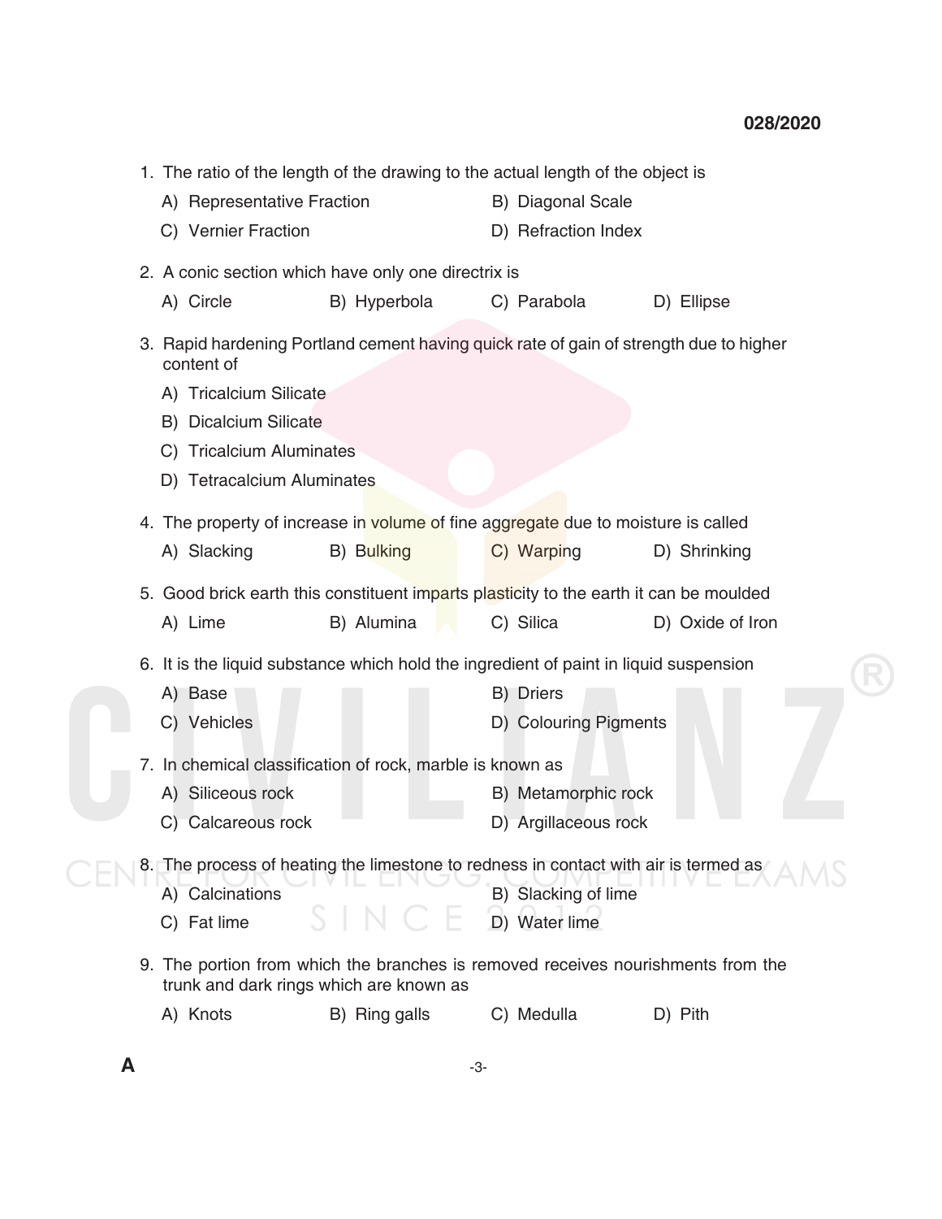1. The ratio of the length of the drawing to the actual length of the object is
   - A) Representative Fraction
   - B) Diagonal Scale
   - C) Vernier Fraction
   - D) Refraction Index

2. A conic section which have only one directrix is
   - A) Circle
   - B) Hyperbola
   - C) Parabola
   - D) Ellipse

3. Rapid hardening Portland cement having quick rate of gain of strength due to higher content of
   - A) Tricalcium Silicate
   - B) Dicalcium Silicate
   - C) Tricalcium Aluminates
   - D) Tetracalcium Aluminates

4. The property of increase in volume of fine aggregate due to moisture is called
   - A) Slacking
   - B) Bulking
   - C) Warping
   - D) Shrinking

5. Good brick earth this constituent imparts plasticity to the earth it can be moulded
   - A) Lime
   - B) Alumina
   - C) Silica
   - D) Oxide of Iron

6. It is the liquid substance which hold the ingredient of paint in liquid suspension
   - A) Base
   - B) Driers
   - C) Vehicles
   - D) Colouring Pigments

7. In chemical classification of rock, marble is known as
   - A) Siliceous rock
   - B) Metamorphic rock
   - C) Calcareous rock
   - D) Argillaceous rock

8. The process of heating the limestone to redness in contact with air is termed as
   - A) Calcinations
   - B) Slacking of lime
   - C) Fat lime
   - D) Water lime

9. The portion from which the branches is removed receives nourishments from the trunk and dark rings which are known as
   - A) Knots
   - B) Ring galls
   - C) Medulla
   - D) Pith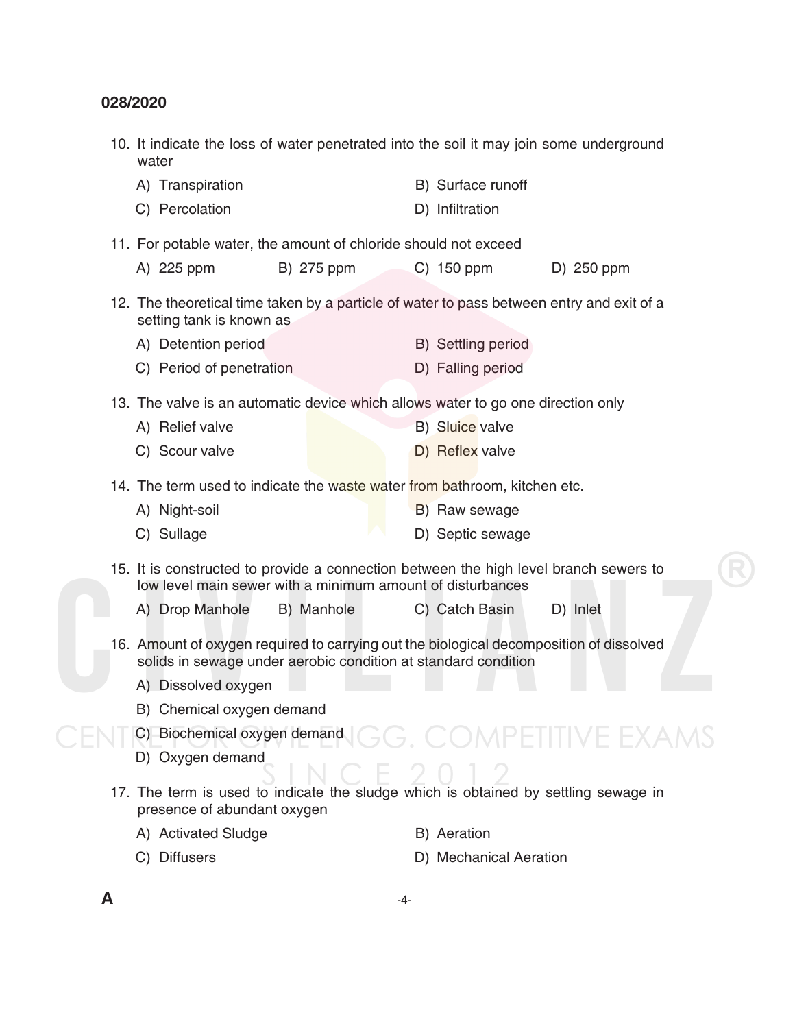10. It indicate the loss of water penetrated into the soil it may join some underground water

    A) Transpiration
    B) Surface runoff
    C) Percolation
    D) Infiltration

11. For potable water, the amount of chloride should not exceed

    A) 225 ppm
    B) 275 ppm
    C) 150 ppm
    D) 250 ppm

12. The theoretical time taken by a particle of water to pass between entry and exit of a setting tank is known as

    A) Detention period
    B) Settling period
    C) Period of penetration
    D) Falling period

13. The valve is an automatic device which allows water to go one direction only

    A) Relief valve
    B) Sluice valve
    C) Scour valve
    D) Reflex valve

14. The term used to indicate the waste water from bathroom, kitchen etc.

    A) Night-soil
    B) Raw sewage
    C) Sullage
    D) Septic sewage

15. It is constructed to provide a connection between the high level branch sewers to low level main sewer with a minimum amount of disturbances

    A) Drop Manhole
    B) Manhole
    C) Catch Basin
    D) Inlet

16. Amount of oxygen required to carrying out the biological decomposition of dissolved solids in sewage under aerobic condition at standard condition

    A) Dissolved oxygen
    B) Chemical oxygen demand
    C) Biochemical oxygen demand
    D) Oxygen demand

17. The term is used to indicate the sludge which is obtained by settling sewage in presence of abundant oxygen

    A) Activated Sludge
    B) Aeration
    C) Diffusers
    D) Mechanical Aeration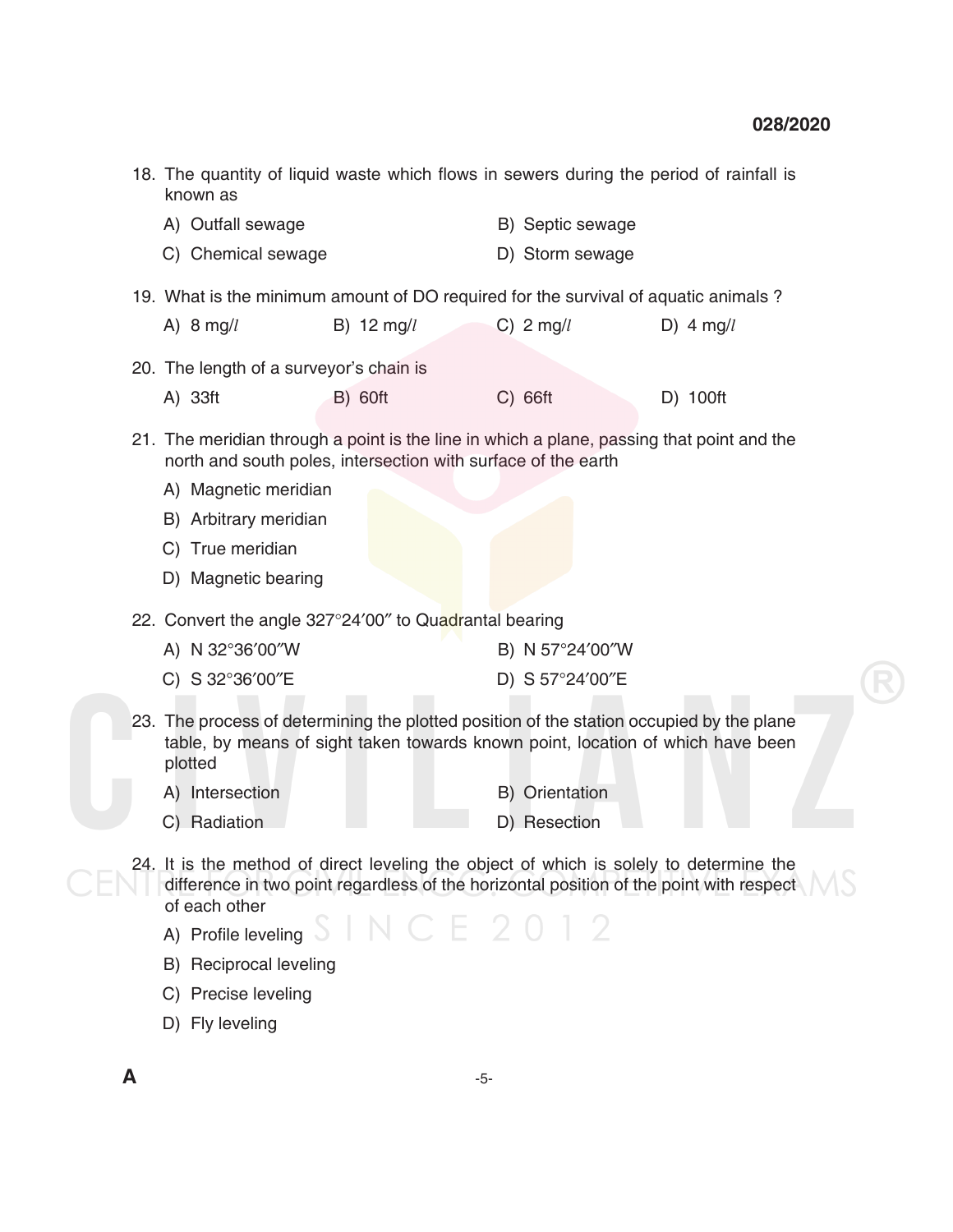18. The quantity of liquid waste which flows in sewers during the period of rainfall is known as

    A) Outfall sewage
    B) Septic sewage
    C) Chemical sewage
    D) Storm sewage

19. What is the minimum amount of DO required for the survival of aquatic animals ?

    A) 8 mg/$l$
    B) 12 mg/$l$
    C) 2 mg/$l$
    D) 4 mg/$l$

20. The length of a surveyor's chain is

    A) 33ft
    B) 60ft
    C) 66ft
    D) 100ft

21. The meridian through a point is the line in which a plane, passing that point and the north and south poles, intersection with surface of the earth

    A) Magnetic meridian
    B) Arbitrary meridian
    C) True meridian
    D) Magnetic bearing

22. Convert the angle 327°24′00″ to Quadrantal bearing

    A) N 32°36′00″W
    B) N 57°24′00″W
    C) S 32°36′00″E
    D) S 57°24′00″E

23. The process of determining the plotted position of the station occupied by the plane table, by means of sight taken towards known point, location of which have been plotted

    A) Intersection
    B) Orientation
    C) Radiation
    D) Resection

24. It is the method of direct leveling the object of which is solely to determine the difference in two point regardless of the horizontal position of the point with respect of each other

    A) Profile leveling
    B) Reciprocal leveling
    C) Precise leveling
    D) Fly leveling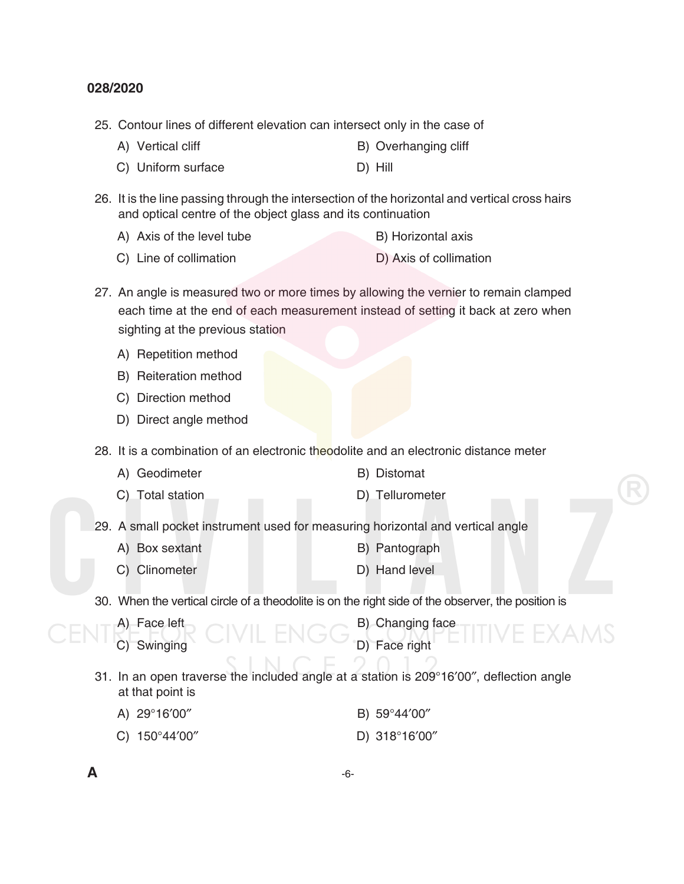25. Contour lines of different elevation can intersect only in the case of

    A) Vertical cliff
    B) Overhanging cliff
    C) Uniform surface
    D) Hill

26. It is the line passing through the intersection of the horizontal and vertical cross hairs and optical centre of the object glass and its continuation

    A) Axis of the level tube
    B) Horizontal axis
    C) Line of collimation
    D) Axis of collimation

27. An angle is measured two or more times by allowing the vernier to remain clamped each time at the end of each measurement instead of setting it back at zero when sighting at the previous station

    A) Repetition method
    B) Reiteration method
    C) Direction method
    D) Direct angle method

28. It is a combination of an electronic theodolite and an electronic distance meter

    A) Geodimeter
    B) Distomat
    C) Total station
    D) Tellurometer

29. A small pocket instrument used for measuring horizontal and vertical angle

    A) Box sextant
    B) Pantograph
    C) Clinometer
    D) Hand level

30. When the vertical circle of a theodolite is on the right side of the observer, the position is

    A) Face left
    B) Changing face
    C) Swinging
    D) Face right

31. In an open traverse the included angle at a station is 209°16′00″, deflection angle at that point is

    A) 29°16′00″
    B) 59°44′00″
    C) 150°44′00″
    D) 318°16′00″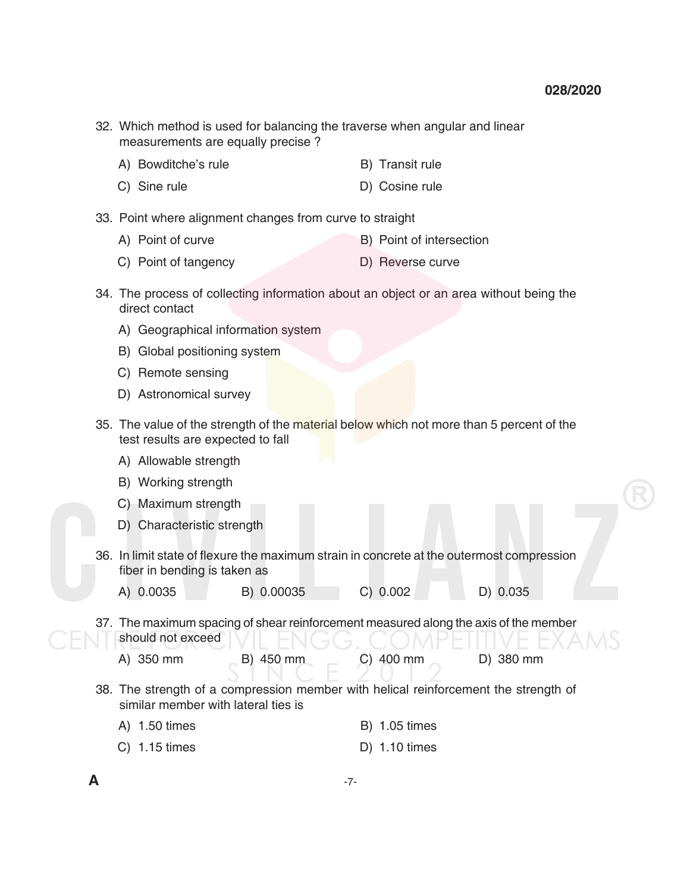32. Which method is used for balancing the traverse when angular and linear measurements are equally precise ?

    A) Bowditche's rule
    B) Transit rule
    C) Sine rule
    D) Cosine rule

33. Point where alignment changes from curve to straight

    A) Point of curve
    B) Point of intersection
    C) Point of tangency
    D) Reverse curve

34. The process of collecting information about an object or an area without being the direct contact

    A) Geographical information system
    B) Global positioning system
    C) Remote sensing
    D) Astronomical survey

35. The value of the strength of the material below which not more than 5 percent of the test results are expected to fall

    A) Allowable strength
    B) Working strength
    C) Maximum strength
    D) Characteristic strength

36. In limit state of flexure the maximum strain in concrete at the outermost compression fiber in bending is taken as

    A) 0.0035
    B) 0.00035
    C) 0.002
    D) 0.035

37. The maximum spacing of shear reinforcement measured along the axis of the member should not exceed

    A) 350 mm
    B) 450 mm
    C) 400 mm
    D) 380 mm

38. The strength of a compression member with helical reinforcement the strength of similar member with lateral ties is

    A) 1.50 times
    B) 1.05 times
    C) 1.15 times
    D) 1.10 times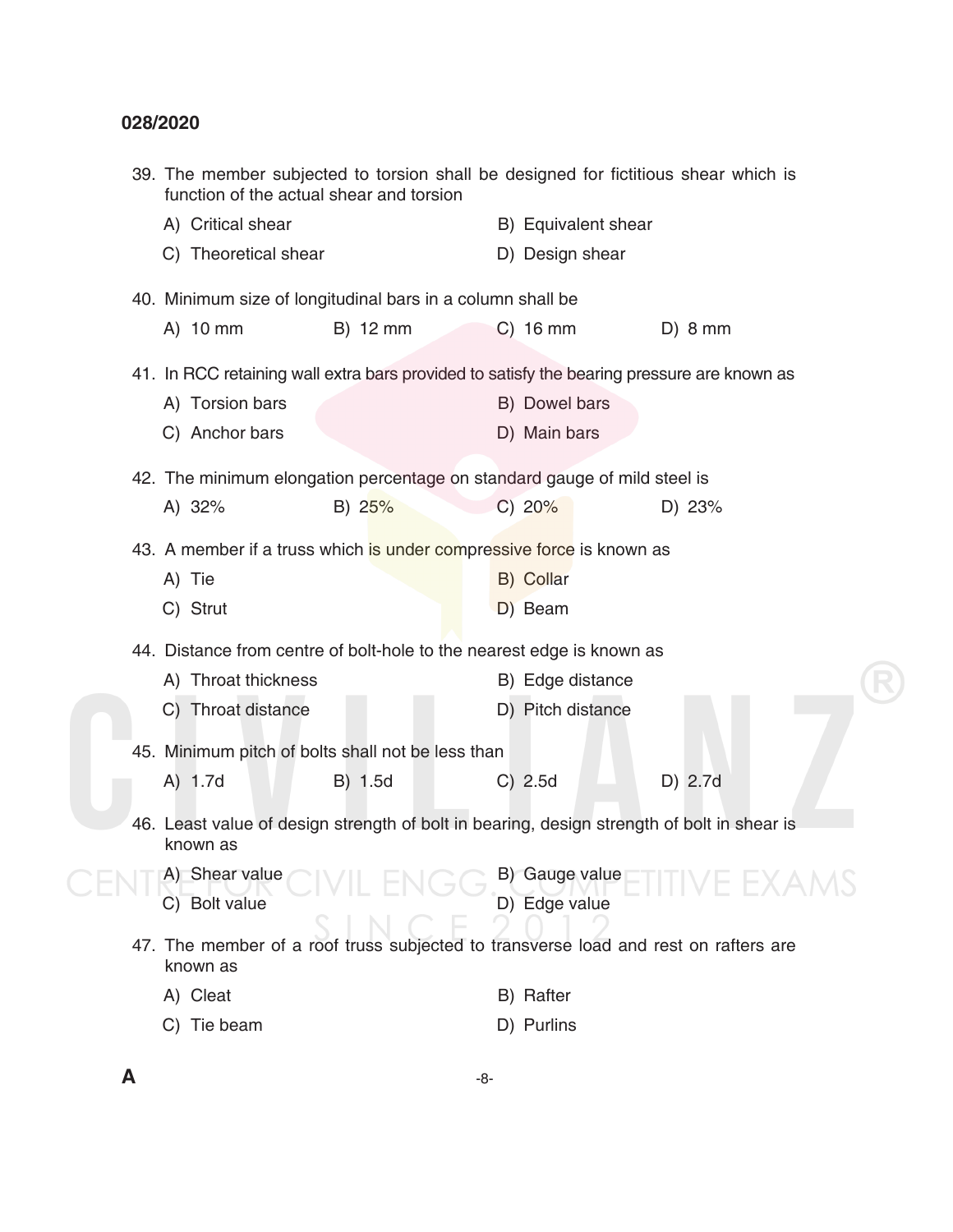39. The member subjected to torsion shall be designed for fictitious shear which is function of the actual shear and torsion

    A) Critical shear
    B) Equivalent shear
    C) Theoretical shear
    D) Design shear

40. Minimum size of longitudinal bars in a column shall be

    A) 10 mm
    B) 12 mm
    C) 16 mm
    D) 8 mm

41. In RCC retaining wall extra bars provided to satisfy the bearing pressure are known as

    A) Torsion bars
    B) Dowel bars
    C) Anchor bars
    D) Main bars

42. The minimum elongation percentage on standard gauge of mild steel is

    A) 32%
    B) 25%
    C) 20%
    D) 23%

43. A member if a truss which is under compressive force is known as

    A) Tie
    B) Collar
    C) Strut
    D) Beam

44. Distance from centre of bolt-hole to the nearest edge is known as

    A) Throat thickness
    B) Edge distance
    C) Throat distance
    D) Pitch distance

45. Minimum pitch of bolts shall not be less than

    A) 1.7d
    B) 1.5d
    C) 2.5d
    D) 2.7d

46. Least value of design strength of bolt in bearing, design strength of bolt in shear is known as

    A) Shear value
    B) Gauge value
    C) Bolt value
    D) Edge value

47. The member of a roof truss subjected to transverse load and rest on rafters are known as

    A) Cleat
    B) Rafter
    C) Tie beam
    D) Purlins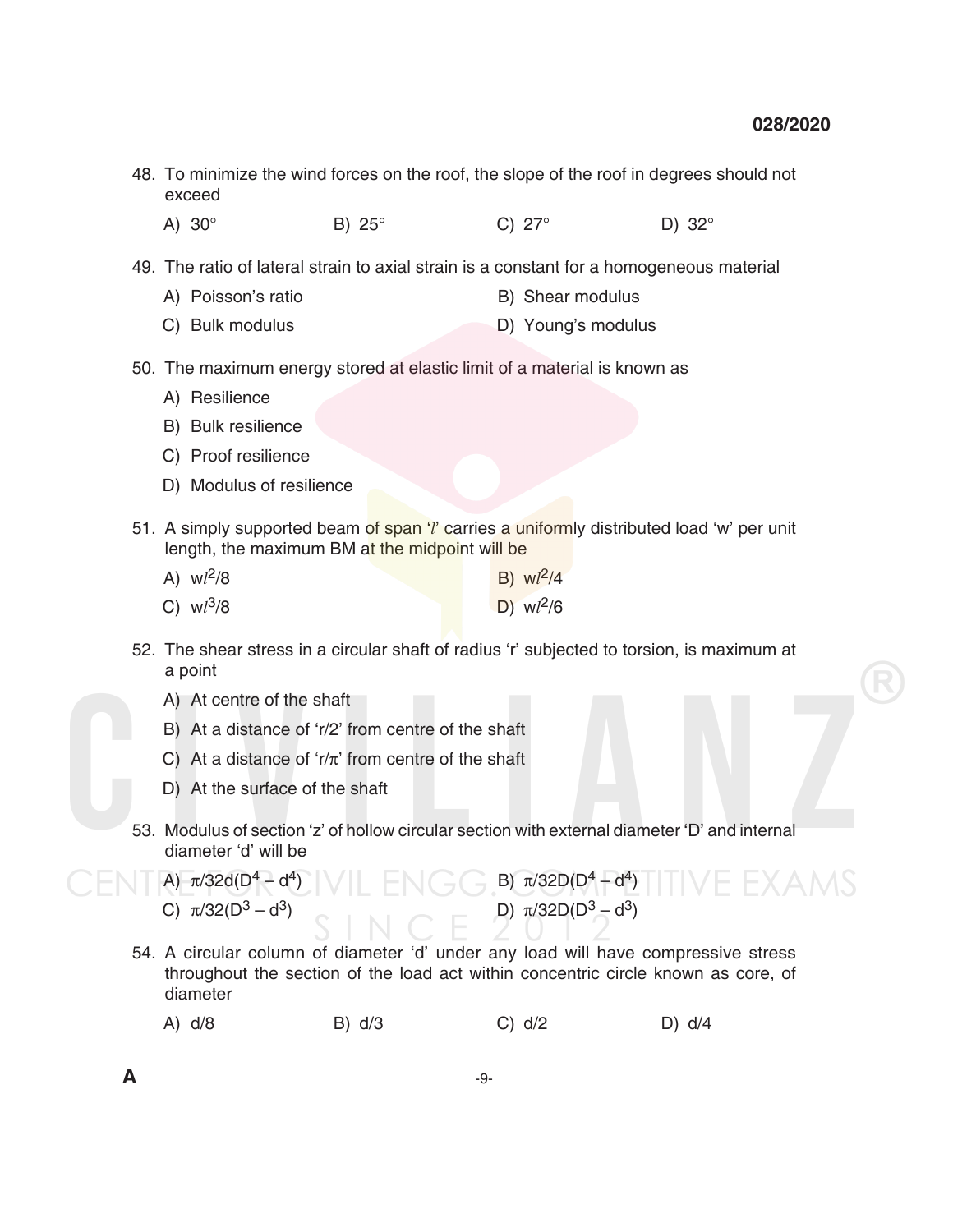48. To minimize the wind forces on the roof, the slope of the roof in degrees should not exceed

    A) 30°  B) 25°  C) 27°  D) 32°

49. The ratio of lateral strain to axial strain is a constant for a homogeneous material

    A) Poisson's ratio  B) Shear modulus
    C) Bulk modulus  D) Young's modulus

50. The maximum energy stored at elastic limit of a material is known as

    A) Resilience
    B) Bulk resilience
    C) Proof resilience
    D) Modulus of resilience

51. A simply supported beam of span '$l$' carries a uniformly distributed load 'w' per unit length, the maximum BM at the midpoint will be

    A) $wl^2/8$  B) $wl^2/4$
    C) $wl^3/8$  D) $wl^2/6$

52. The shear stress in a circular shaft of radius 'r' subjected to torsion, is maximum at a point

    A) At centre of the shaft
    B) At a distance of 'r/2' from centre of the shaft
    C) At a distance of 'r/π' from centre of the shaft
    D) At the surface of the shaft

53. Modulus of section 'z' of hollow circular section with external diameter 'D' and internal diameter 'd' will be

    A) $\pi/32d(D^4 - d^4)$  B) $\pi/32D(D^4 - d^4)$
    C) $\pi/32(D^3 - d^3)$  D) $\pi/32D(D^3 - d^3)$

54. A circular column of diameter 'd' under any load will have compressive stress throughout the section of the load act within concentric circle known as core, of diameter

    A) d/8  B) d/3  C) d/2  D) d/4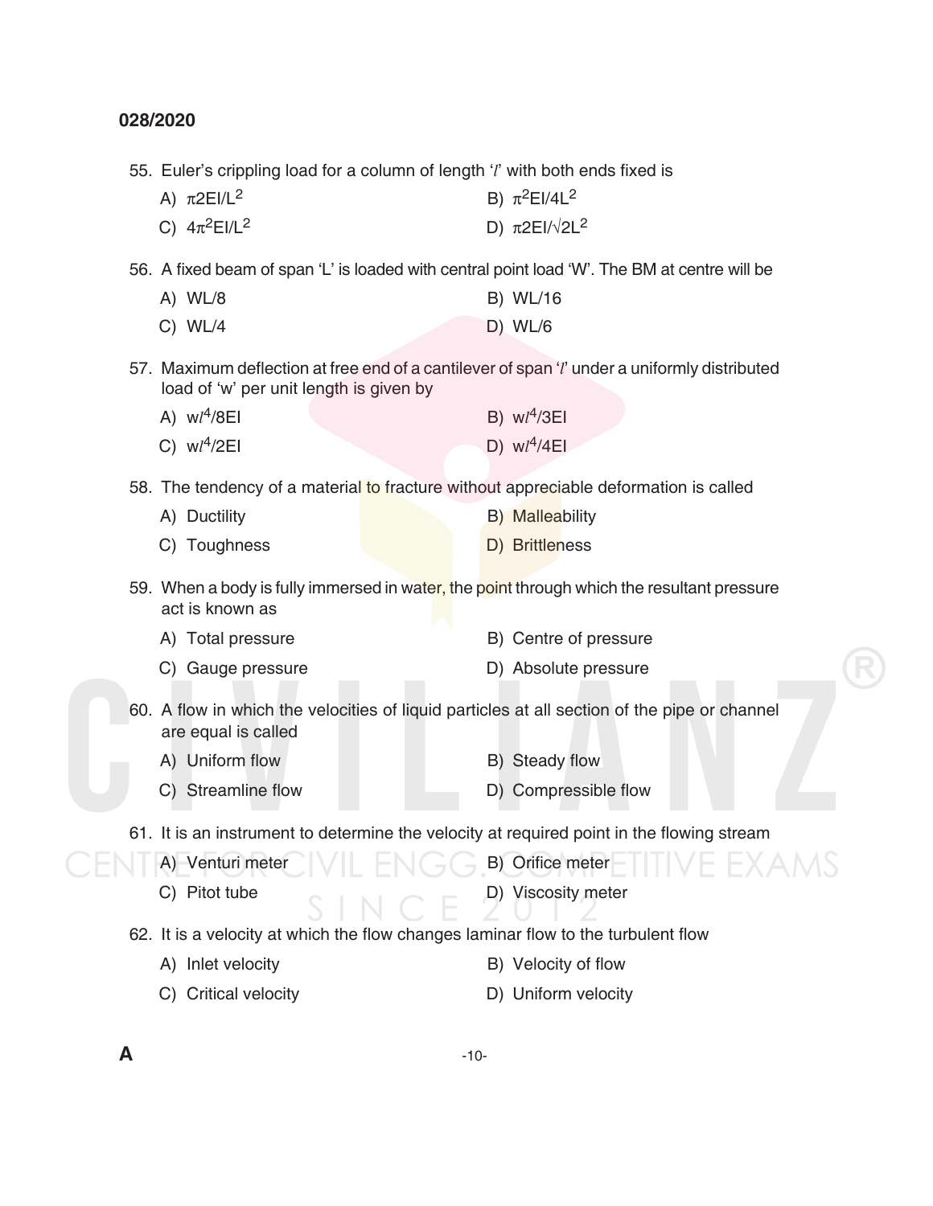028/2020

55. Euler's crippling load for a column of length '$l$' with both ends fixed is

A) $\pi 2EI/L^2$

B) $\pi^2EI/4L^2$

C) $4\pi^2EI/L^2$

D) $\pi 2EI/\sqrt{2}L^2$

56. A fixed beam of span 'L' is loaded with central point load 'W'. The BM at centre will be

A) WL/8

B) WL/16

C) WL/4

D) WL/6

57. Maximum deflection at free end of a cantilever of span '$l$' under a uniformly distributed load of 'w' per unit length is given by

A) $wl^4/8EI$

B) $wl^4/3EI$

C) $wl^4/2EI$

D) $wl^4/4EI$

58. The tendency of a material to fracture without appreciable deformation is called

A) Ductility

B) Malleability

C) Toughness

D) Brittleness

59. When a body is fully immersed in water, the point through which the resultant pressure act is known as

A) Total pressure

B) Centre of pressure

C) Gauge pressure

D) Absolute pressure

60. A flow in which the velocities of liquid particles at all section of the pipe or channel are equal is called

A) Uniform flow

B) Steady flow

C) Streamline flow

D) Compressible flow

61. It is an instrument to determine the velocity at required point in the flowing stream

A) Venturi meter

B) Orifice meter

C) Pitot tube

D) Viscosity meter

62. It is a velocity at which the flow changes laminar flow to the turbulent flow

A) Inlet velocity

B) Velocity of flow

C) Critical velocity

D) Uniform velocity

A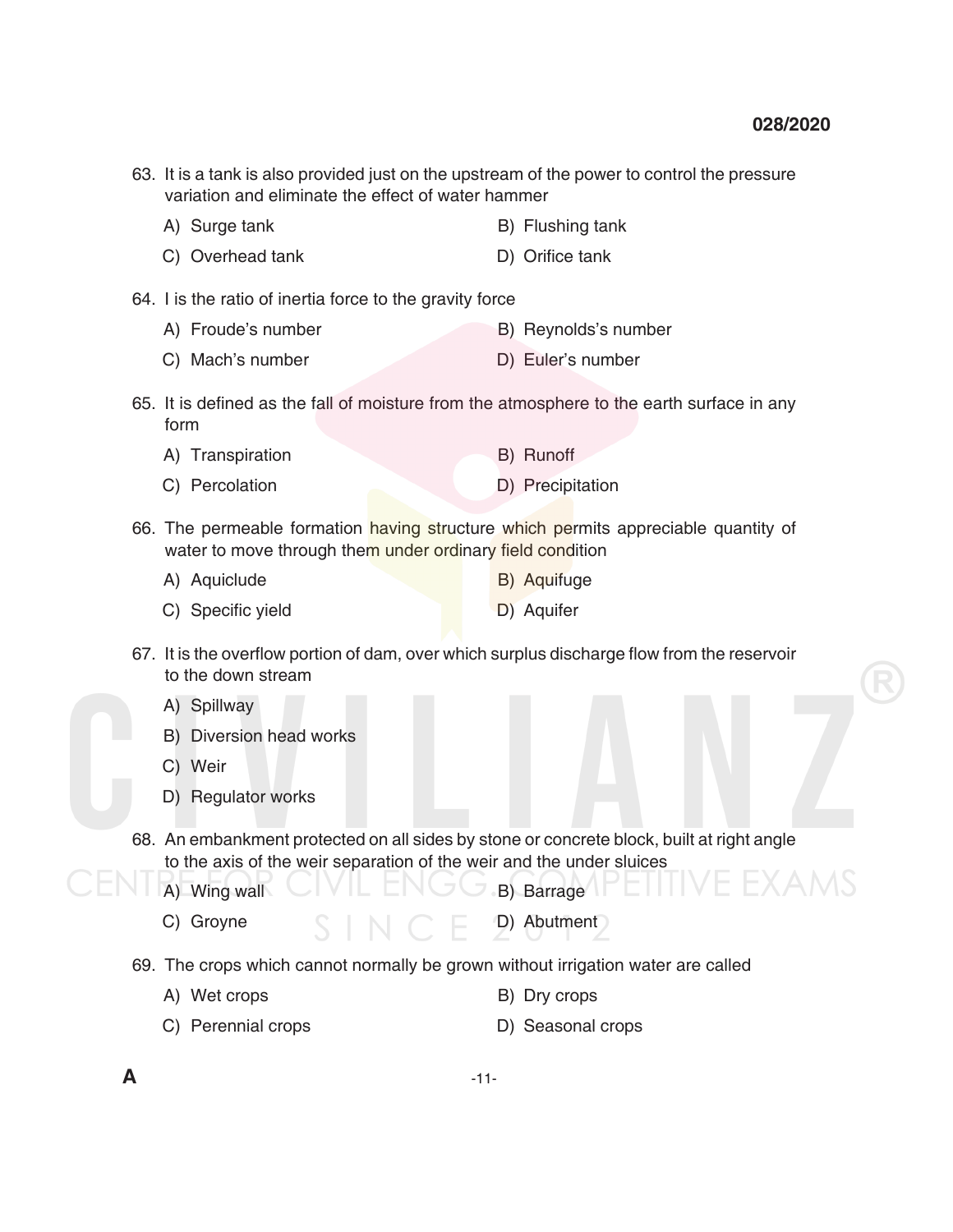63. It is a tank is also provided just on the upstream of the power to control the pressure variation and eliminate the effect of water hammer

A) Surge tank
B) Flushing tank
C) Overhead tank
D) Orifice tank

64. I is the ratio of inertia force to the gravity force

A) Froude's number
B) Reynolds's number
C) Mach's number
D) Euler's number

65. It is defined as the fall of moisture from the atmosphere to the earth surface in any form

A) Transpiration
B) Runoff
C) Percolation
D) Precipitation

66. The permeable formation having structure which permits appreciable quantity of water to move through them under ordinary field condition

A) Aquiclude
B) Aquifuge
C) Specific yield
D) Aquifer

67. It is the overflow portion of dam, over which surplus discharge flow from the reservoir to the down stream

A) Spillway
B) Diversion head works
C) Weir
D) Regulator works

68. An embankment protected on all sides by stone or concrete block, built at right angle to the axis of the weir separation of the weir and the under sluices

A) Wing wall
B) Barrage
C) Groyne
D) Abutment

69. The crops which cannot normally be grown without irrigation water are called

A) Wet crops
B) Dry crops
C) Perennial crops
D) Seasonal crops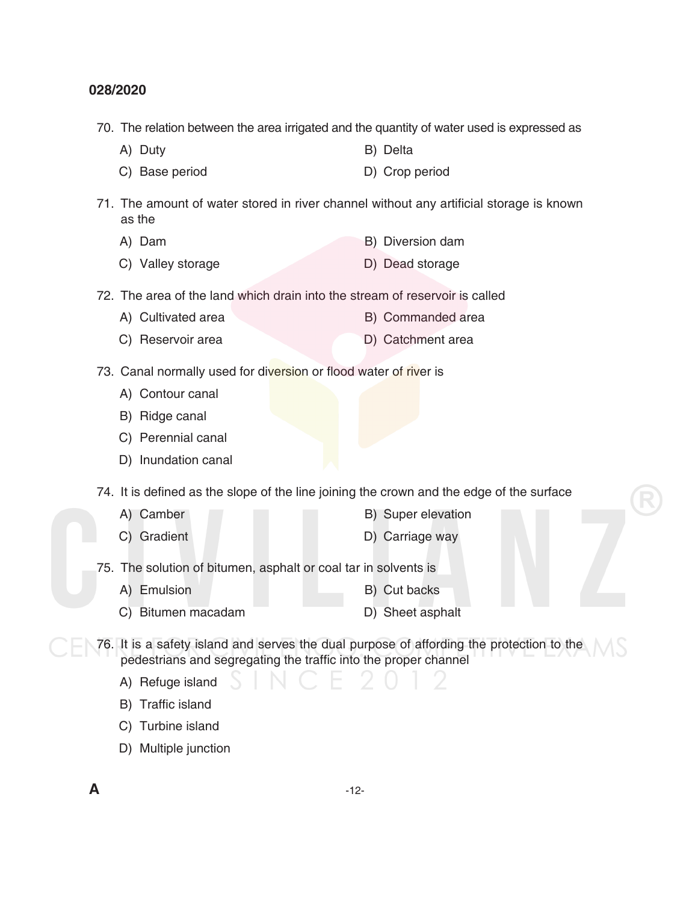70. The relation between the area irrigated and the quantity of water used is expressed as

A) Duty
B) Delta
C) Base period
D) Crop period

71. The amount of water stored in river channel without any artificial storage is known as the

A) Dam
B) Diversion dam
C) Valley storage
D) Dead storage

72. The area of the land which drain into the stream of reservoir is called

A) Cultivated area
B) Commanded area
C) Reservoir area
D) Catchment area

73. Canal normally used for diversion or flood water of river is

A) Contour canal
B) Ridge canal
C) Perennial canal
D) Inundation canal

74. It is defined as the slope of the line joining the crown and the edge of the surface

A) Camber
B) Super elevation
C) Gradient
D) Carriage way

75. The solution of bitumen, asphalt or coal tar in solvents is

A) Emulsion
B) Cut backs
C) Bitumen macadam
D) Sheet asphalt

76. It is a safety island and serves the dual purpose of affording the protection to the pedestrians and segregating the traffic into the proper channel

A) Refuge island
B) Traffic island
C) Turbine island
D) Multiple junction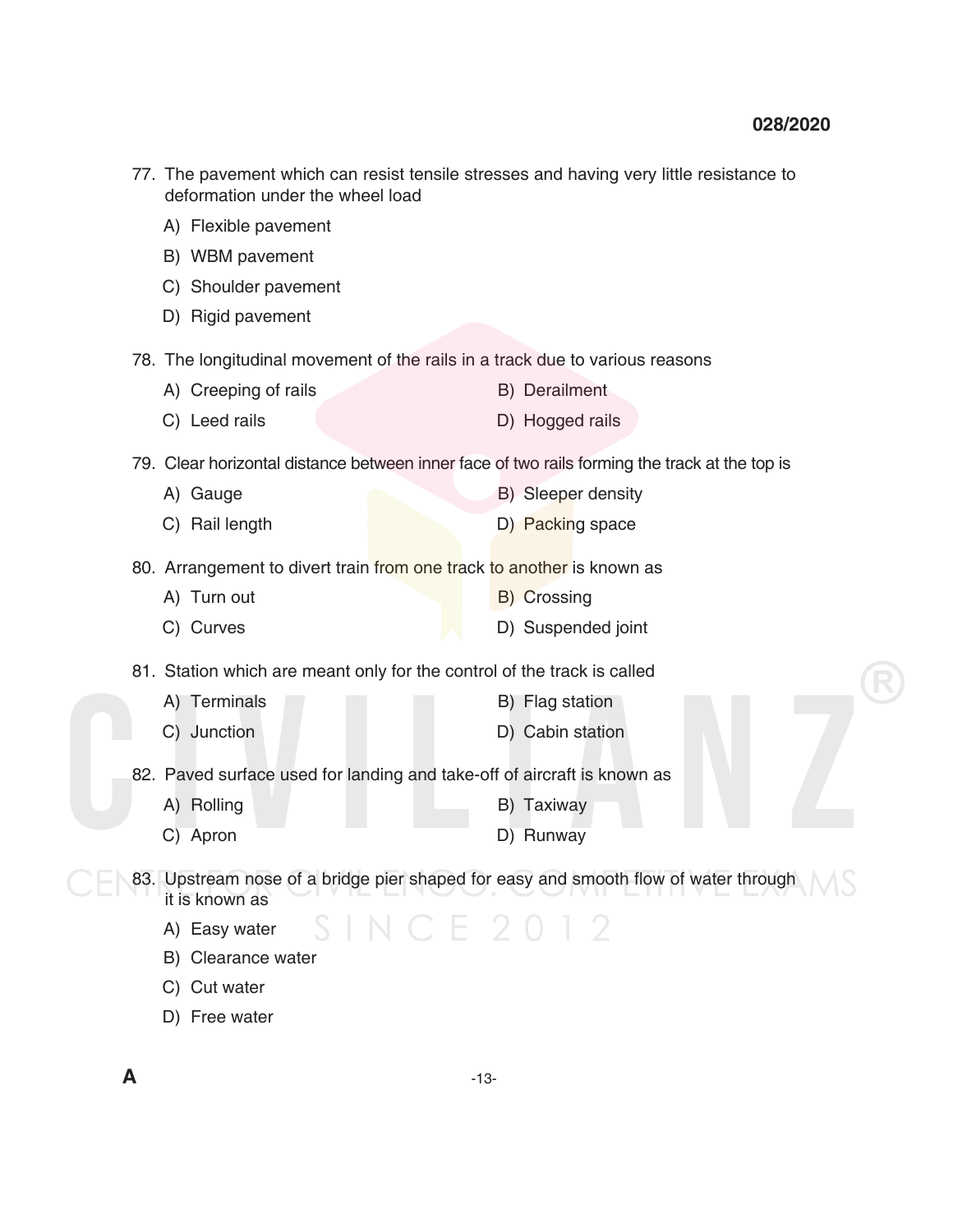77. The pavement which can resist tensile stresses and having very little resistance to deformation under the wheel load

    A) Flexible pavement

    B) WBM pavement

    C) Shoulder pavement

    D) Rigid pavement

78. The longitudinal movement of the rails in a track due to various reasons

    A) Creeping of rails
    B) Derailment
    C) Leed rails
    D) Hogged rails

79. Clear horizontal distance between inner face of two rails forming the track at the top is

    A) Gauge
    B) Sleeper density
    C) Rail length
    D) Packing space

80. Arrangement to divert train from one track to another is known as

    A) Turn out
    B) Crossing
    C) Curves
    D) Suspended joint

81. Station which are meant only for the control of the track is called

    A) Terminals
    B) Flag station
    C) Junction
    D) Cabin station

82. Paved surface used for landing and take-off of aircraft is known as

    A) Rolling
    B) Taxiway
    C) Apron
    D) Runway

83. Upstream nose of a bridge pier shaped for easy and smooth flow of water through it is known as

    A) Easy water

    B) Clearance water

    C) Cut water

    D) Free water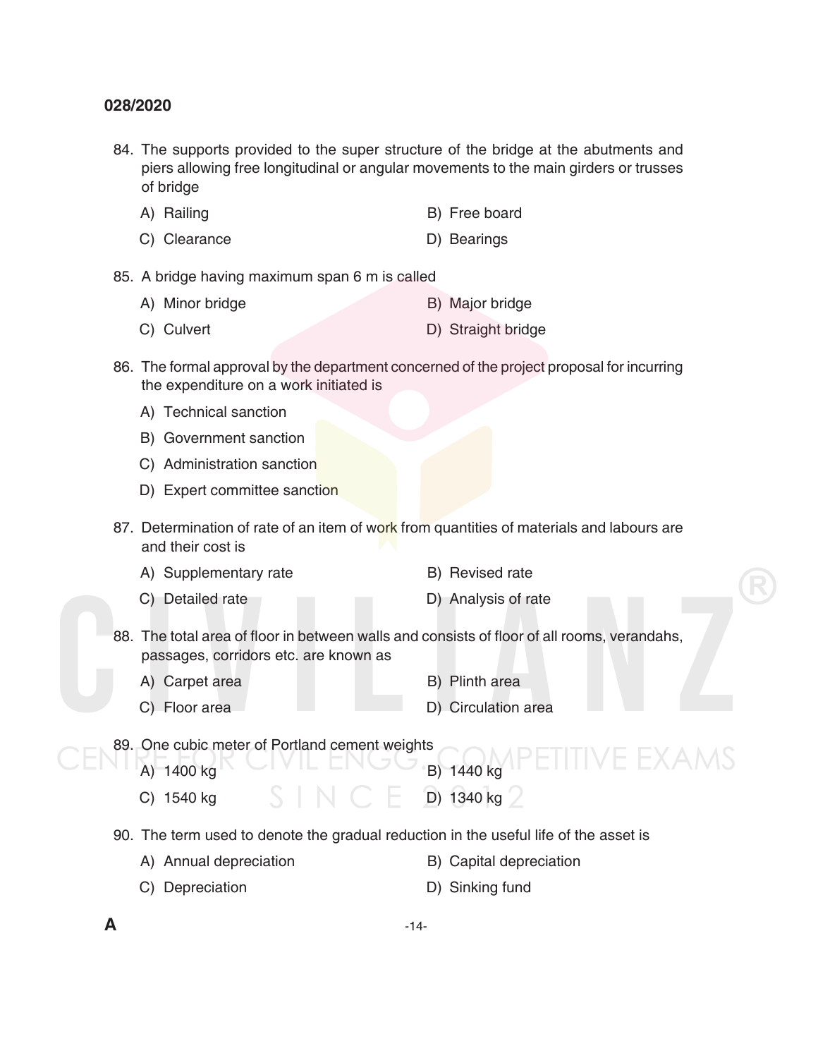84. The supports provided to the super structure of the bridge at the abutments and piers allowing free longitudinal or angular movements to the main girders or trusses of bridge

    A) Railing
    B) Free board
    C) Clearance
    D) Bearings

85. A bridge having maximum span 6 m is called

    A) Minor bridge
    B) Major bridge
    C) Culvert
    D) Straight bridge

86. The formal approval by the department concerned of the project proposal for incurring the expenditure on a work initiated is

    A) Technical sanction
    B) Government sanction
    C) Administration sanction
    D) Expert committee sanction

87. Determination of rate of an item of work from quantities of materials and labours are and their cost is

    A) Supplementary rate
    B) Revised rate
    C) Detailed rate
    D) Analysis of rate

88. The total area of floor in between walls and consists of floor of all rooms, verandahs, passages, corridors etc. are known as

    A) Carpet area
    B) Plinth area
    C) Floor area
    D) Circulation area

89. One cubic meter of Portland cement weights

    A) 1400 kg
    B) 1440 kg
    C) 1540 kg
    D) 1340 kg

90. The term used to denote the gradual reduction in the useful life of the asset is

    A) Annual depreciation
    B) Capital depreciation
    C) Depreciation
    D) Sinking fund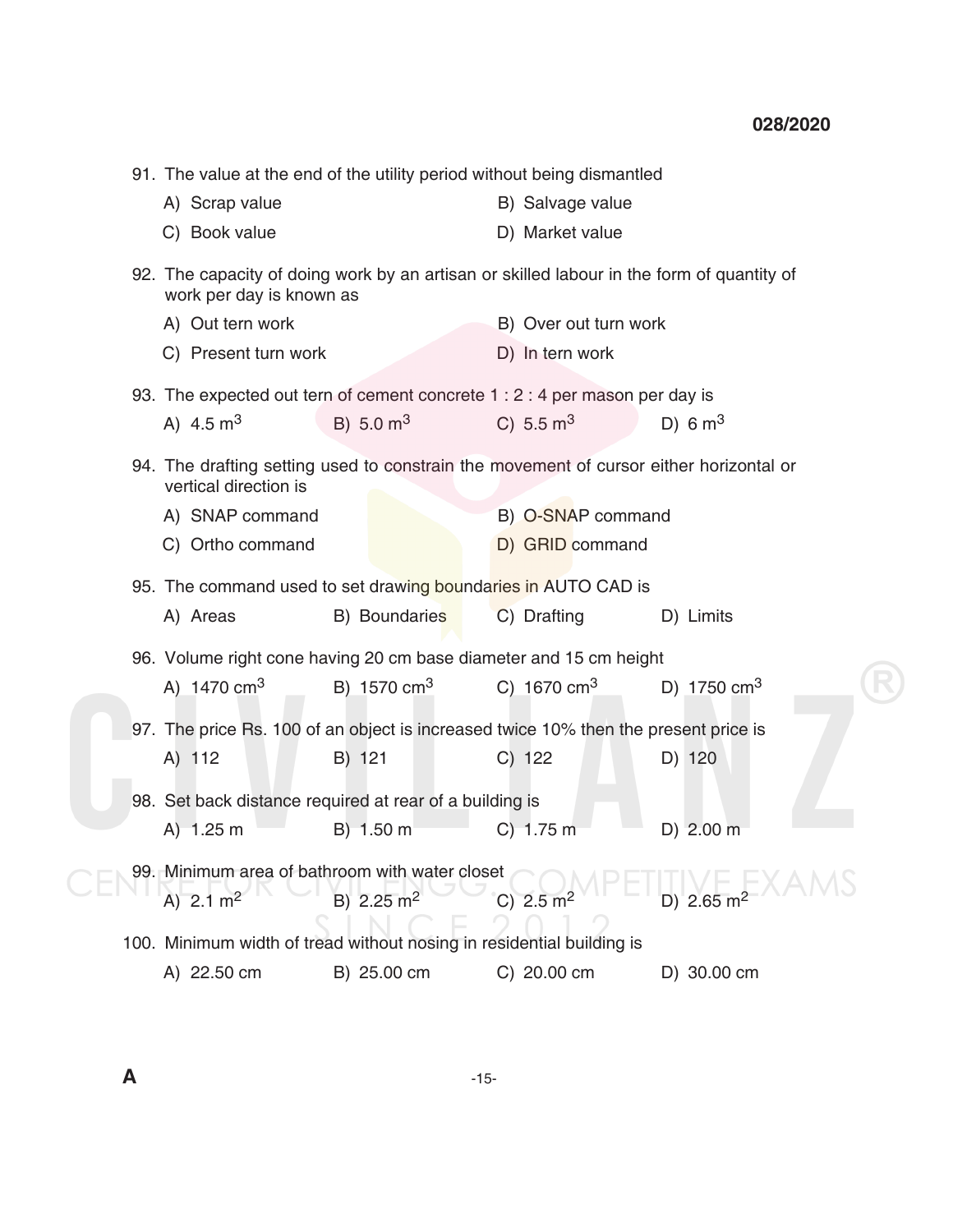91. The value at the end of the utility period without being dismantled

    A) Scrap value
    B) Salvage value
    C) Book value
    D) Market value

92. The capacity of doing work by an artisan or skilled labour in the form of quantity of work per day is known as

    A) Out tern work
    B) Over out turn work
    C) Present turn work
    D) In tern work

93. The expected out tern of cement concrete 1 : 2 : 4 per mason per day is

    A) 4.5 $m^3$
    B) 5.0 $m^3$
    C) 5.5 $m^3$
    D) 6 $m^3$

94. The drafting setting used to constrain the movement of cursor either horizontal or vertical direction is

    A) SNAP command
    B) O-SNAP command
    C) Ortho command
    D) GRID command

95. The command used to set drawing boundaries in AUTO CAD is

    A) Areas
    B) Boundaries
    C) Drafting
    D) Limits

96. Volume right cone having 20 cm base diameter and 15 cm height

    A) 1470 $cm^3$
    B) 1570 $cm^3$
    C) 1670 $cm^3$
    D) 1750 $cm^3$

97. The price Rs. 100 of an object is increased twice 10% then the present price is

    A) 112
    B) 121
    C) 122
    D) 120

98. Set back distance required at rear of a building is

    A) 1.25 m
    B) 1.50 m
    C) 1.75 m
    D) 2.00 m

99. Minimum area of bathroom with water closet

    A) 2.1 $m^2$
    B) 2.25 $m^2$
    C) 2.5 $m^2$
    D) 2.65 $m^2$

100. Minimum width of tread without nosing in residential building is

     A) 22.50 cm
     B) 25.00 cm
     C) 20.00 cm
     D) 30.00 cm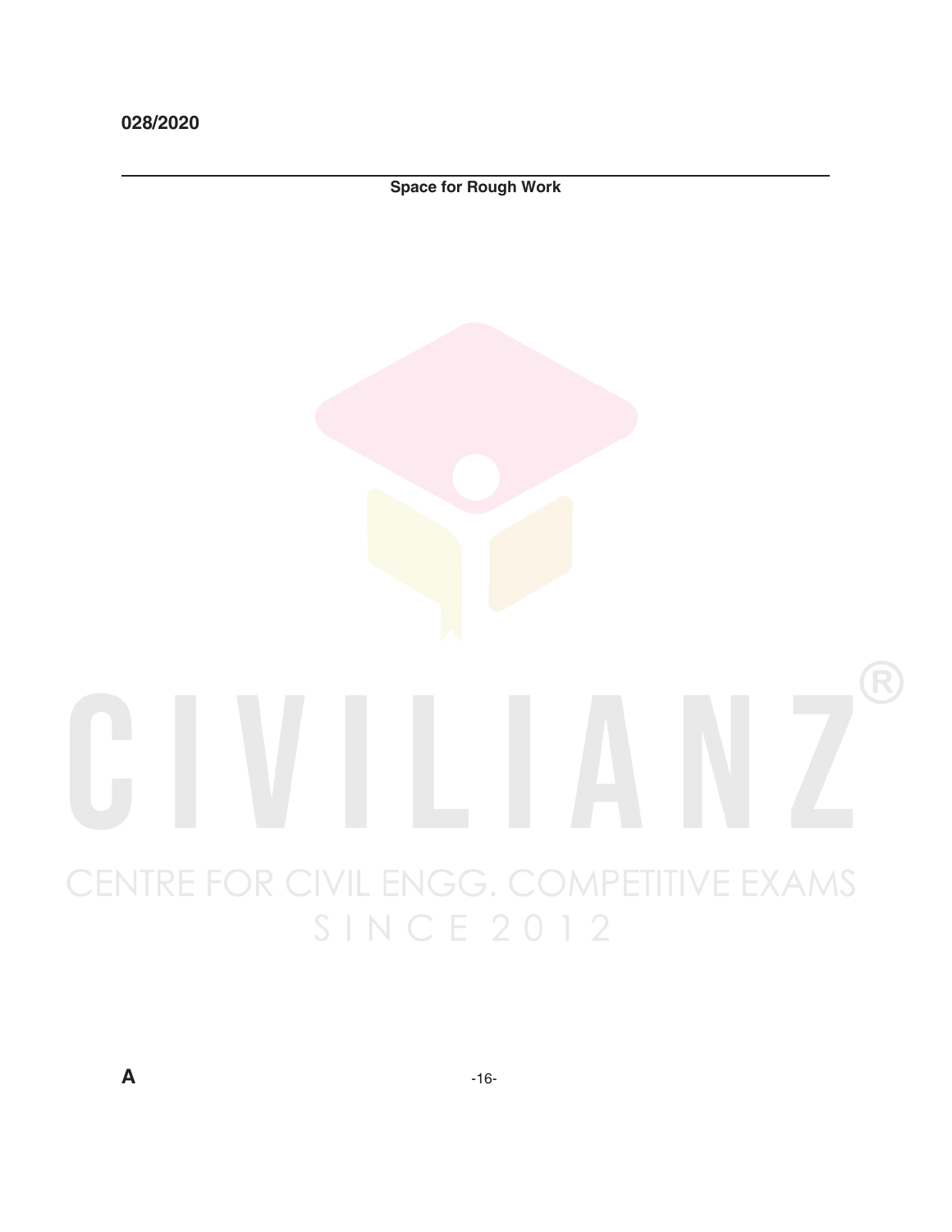**Space for Rough Work**